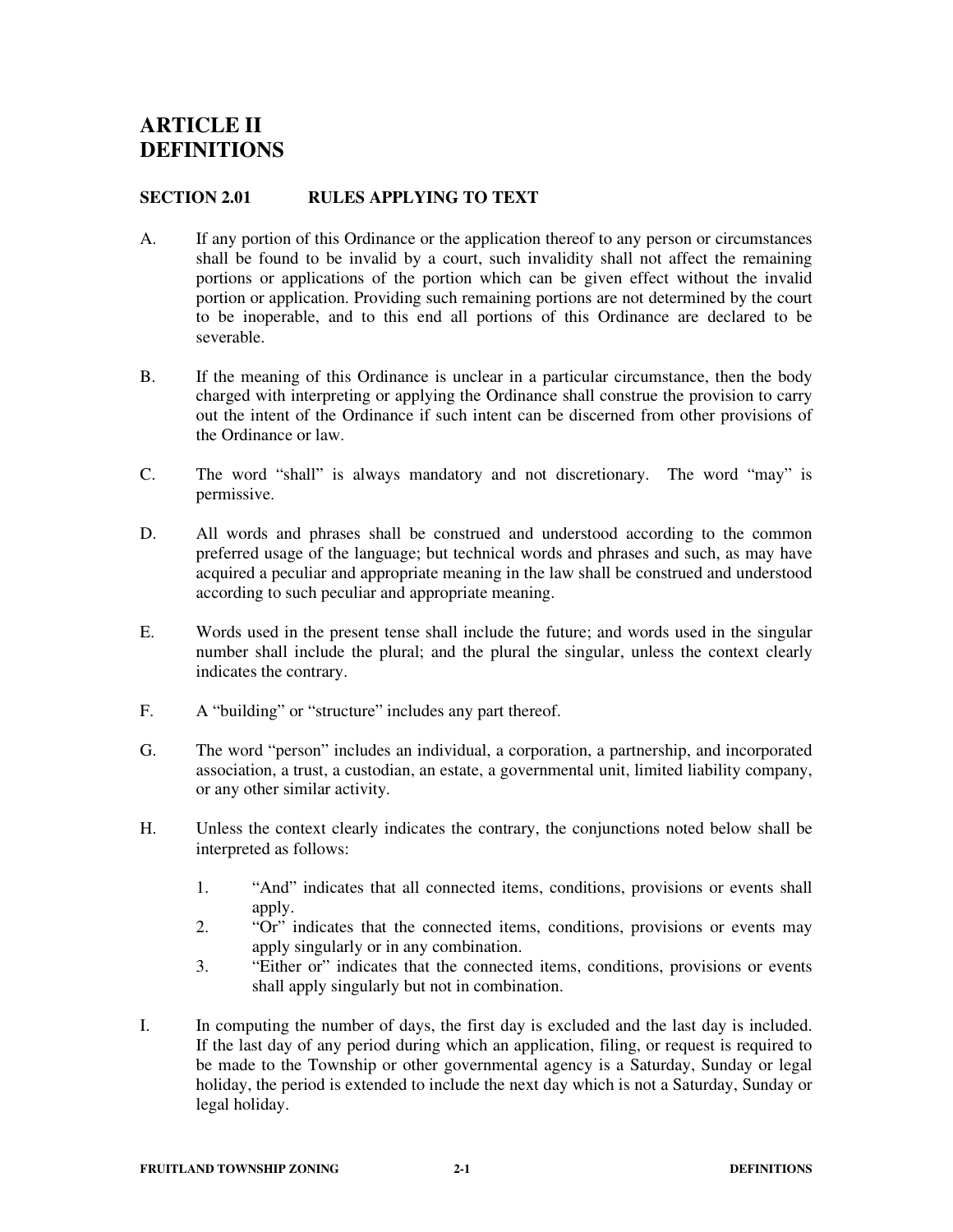# ARTICLE II
# DEFINITIONS

## SECTION 2.01 RULES APPLYING TO TEXT

A. If any portion of this Ordinance or the application thereof to any person or circumstances shall be found to be invalid by a court, such invalidity shall not affect the remaining portions or applications of the portion which can be given effect without the invalid portion or application. Providing such remaining portions are not determined by the court to be inoperable, and to this end all portions of this Ordinance are declared to be severable.

B. If the meaning of this Ordinance is unclear in a particular circumstance, then the body charged with interpreting or applying the Ordinance shall construe the provision to carry out the intent of the Ordinance if such intent can be discerned from other provisions of the Ordinance or law.

C. The word "shall" is always mandatory and not discretionary. The word "may" is permissive.

D. All words and phrases shall be construed and understood according to the common preferred usage of the language; but technical words and phrases and such, as may have acquired a peculiar and appropriate meaning in the law shall be construed and understood according to such peculiar and appropriate meaning.

E. Words used in the present tense shall include the future; and words used in the singular number shall include the plural; and the plural the singular, unless the context clearly indicates the contrary.

F. A "building" or "structure" includes any part thereof.

G. The word "person" includes an individual, a corporation, a partnership, and incorporated association, a trust, a custodian, an estate, a governmental unit, limited liability company, or any other similar activity.

H. Unless the context clearly indicates the contrary, the conjunctions noted below shall be interpreted as follows:

1. "And" indicates that all connected items, conditions, provisions or events shall apply.
2. "Or" indicates that the connected items, conditions, provisions or events may apply singularly or in any combination.
3. "Either or" indicates that the connected items, conditions, provisions or events shall apply singularly but not in combination.

I. In computing the number of days, the first day is excluded and the last day is included. If the last day of any period during which an application, filing, or request is required to be made to the Township or other governmental agency is a Saturday, Sunday or legal holiday, the period is extended to include the next day which is not a Saturday, Sunday or legal holiday.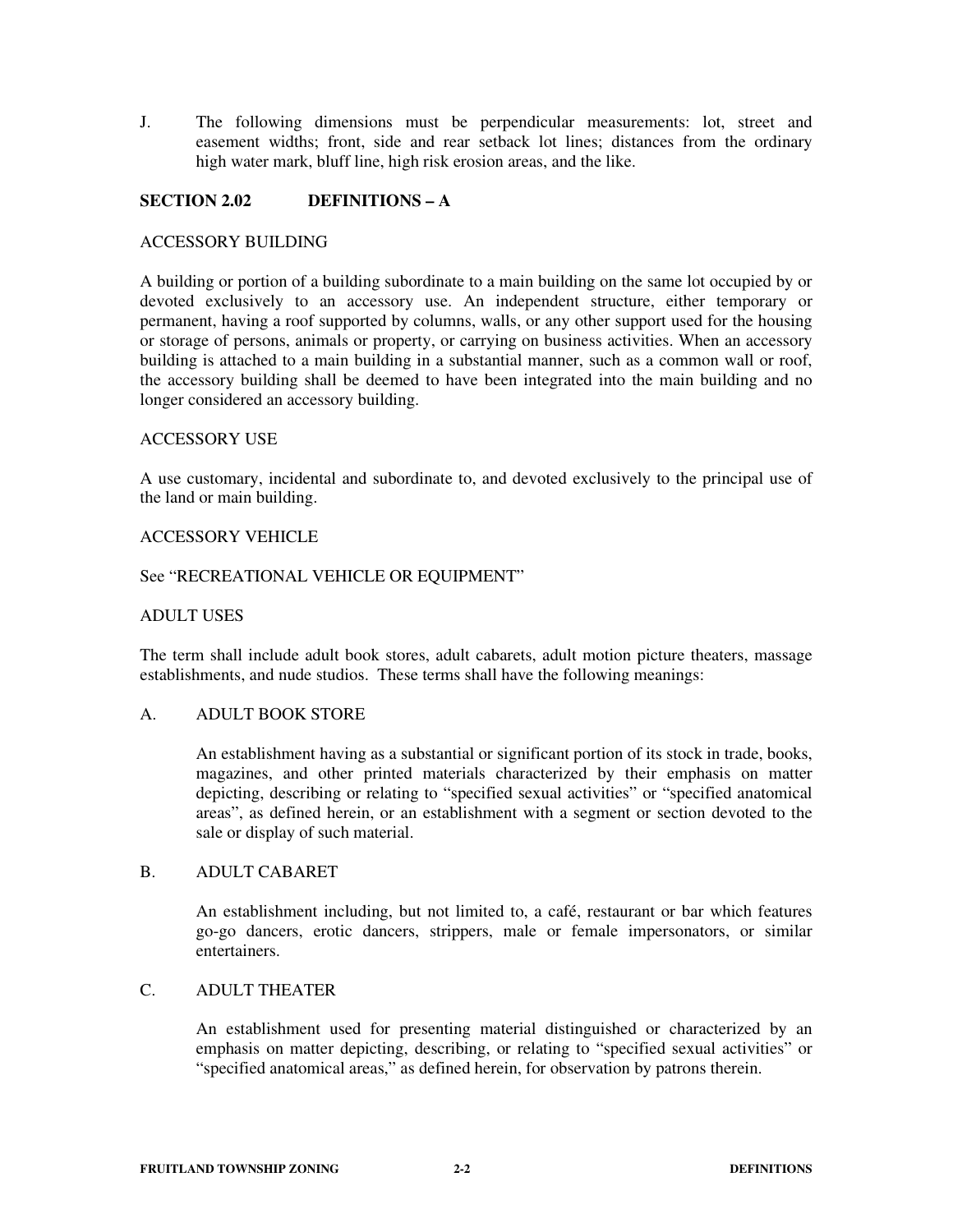J. The following dimensions must be perpendicular measurements: lot, street and easement widths; front, side and rear setback lot lines; distances from the ordinary high water mark, bluff line, high risk erosion areas, and the like.

## SECTION 2.02 DEFINITIONS – A

### ACCESSORY BUILDING

A building or portion of a building subordinate to a main building on the same lot occupied by or devoted exclusively to an accessory use. An independent structure, either temporary or permanent, having a roof supported by columns, walls, or any other support used for the housing or storage of persons, animals or property, or carrying on business activities. When an accessory building is attached to a main building in a substantial manner, such as a common wall or roof, the accessory building shall be deemed to have been integrated into the main building and no longer considered an accessory building.

### ACCESSORY USE

A use customary, incidental and subordinate to, and devoted exclusively to the principal use of the land or main building.

### ACCESSORY VEHICLE

See "RECREATIONAL VEHICLE OR EQUIPMENT"

### ADULT USES

The term shall include adult book stores, adult cabarets, adult motion picture theaters, massage establishments, and nude studios. These terms shall have the following meanings:

A. ADULT BOOK STORE

An establishment having as a substantial or significant portion of its stock in trade, books, magazines, and other printed materials characterized by their emphasis on matter depicting, describing or relating to "specified sexual activities" or "specified anatomical areas", as defined herein, or an establishment with a segment or section devoted to the sale or display of such material.

B. ADULT CABARET

An establishment including, but not limited to, a café, restaurant or bar which features go-go dancers, erotic dancers, strippers, male or female impersonators, or similar entertainers.

C. ADULT THEATER

An establishment used for presenting material distinguished or characterized by an emphasis on matter depicting, describing, or relating to "specified sexual activities" or "specified anatomical areas," as defined herein, for observation by patrons therein.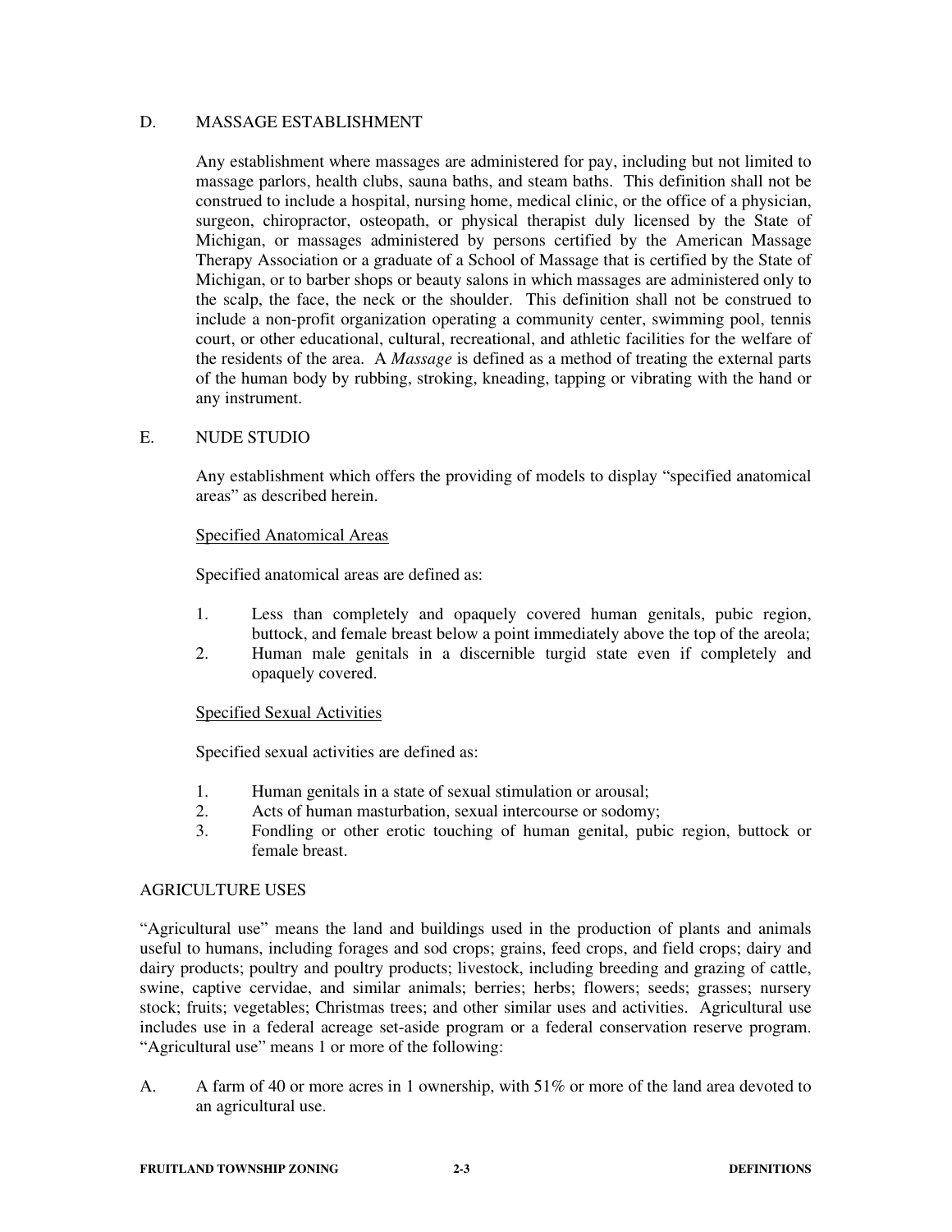D. MASSAGE ESTABLISHMENT

Any establishment where massages are administered for pay, including but not limited to massage parlors, health clubs, sauna baths, and steam baths. This definition shall not be construed to include a hospital, nursing home, medical clinic, or the office of a physician, surgeon, chiropractor, osteopath, or physical therapist duly licensed by the State of Michigan, or massages administered by persons certified by the American Massage Therapy Association or a graduate of a School of Massage that is certified by the State of Michigan, or to barber shops or beauty salons in which massages are administered only to the scalp, the face, the neck or the shoulder. This definition shall not be construed to include a non-profit organization operating a community center, swimming pool, tennis court, or other educational, cultural, recreational, and athletic facilities for the welfare of the residents of the area. A *Massage* is defined as a method of treating the external parts of the human body by rubbing, stroking, kneading, tapping or vibrating with the hand or any instrument.

E. NUDE STUDIO

Any establishment which offers the providing of models to display "specified anatomical areas" as described herein.

<u>Specified Anatomical Areas</u>

Specified anatomical areas are defined as:

1. Less than completely and opaquely covered human genitals, pubic region, buttock, and female breast below a point immediately above the top of the areola;
2. Human male genitals in a discernible turgid state even if completely and opaquely covered.

<u>Specified Sexual Activities</u>

Specified sexual activities are defined as:

1. Human genitals in a state of sexual stimulation or arousal;
2. Acts of human masturbation, sexual intercourse or sodomy;
3. Fondling or other erotic touching of human genital, pubic region, buttock or female breast.

AGRICULTURE USES

"Agricultural use" means the land and buildings used in the production of plants and animals useful to humans, including forages and sod crops; grains, feed crops, and field crops; dairy and dairy products; poultry and poultry products; livestock, including breeding and grazing of cattle, swine, captive cervidae, and similar animals; berries; herbs; flowers; seeds; grasses; nursery stock; fruits; vegetables; Christmas trees; and other similar uses and activities. Agricultural use includes use in a federal acreage set-aside program or a federal conservation reserve program. "Agricultural use" means 1 or more of the following:

A. A farm of 40 or more acres in 1 ownership, with 51% or more of the land area devoted to an agricultural use.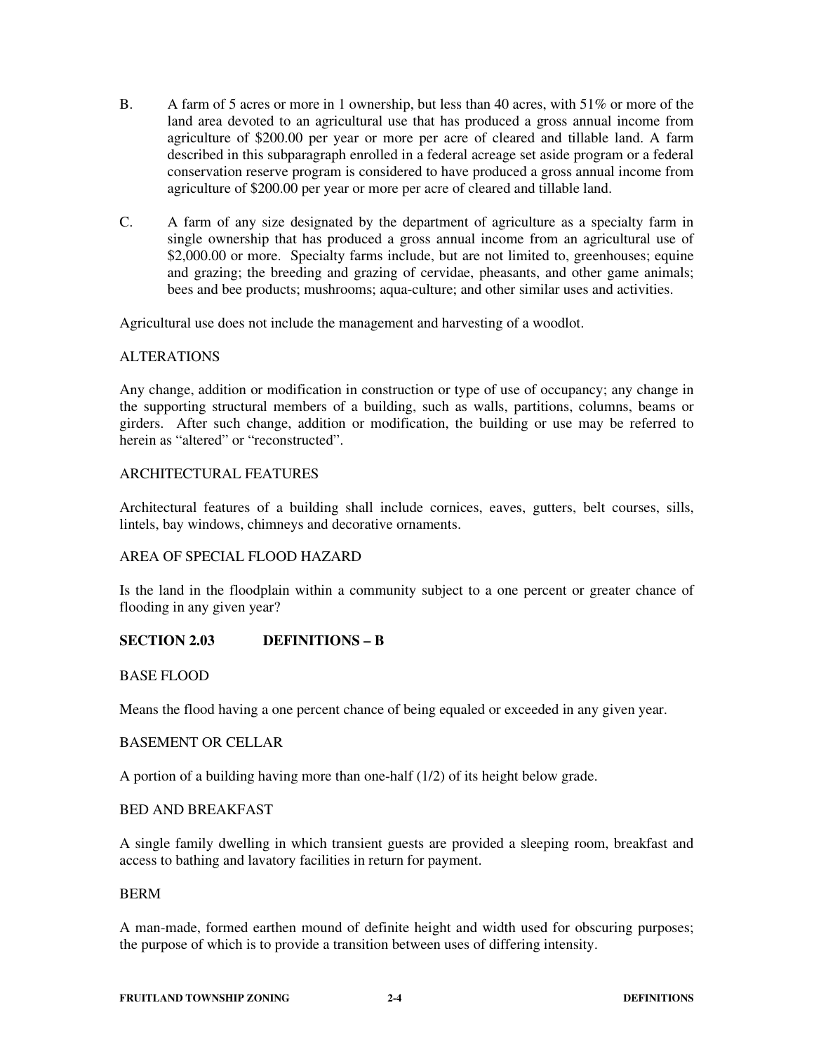B. A farm of 5 acres or more in 1 ownership, but less than 40 acres, with 51% or more of the land area devoted to an agricultural use that has produced a gross annual income from agriculture of $200.00 per year or more per acre of cleared and tillable land. A farm described in this subparagraph enrolled in a federal acreage set aside program or a federal conservation reserve program is considered to have produced a gross annual income from agriculture of $200.00 per year or more per acre of cleared and tillable land.

C. A farm of any size designated by the department of agriculture as a specialty farm in single ownership that has produced a gross annual income from an agricultural use of $2,000.00 or more. Specialty farms include, but are not limited to, greenhouses; equine and grazing; the breeding and grazing of cervidae, pheasants, and other game animals; bees and bee products; mushrooms; aqua-culture; and other similar uses and activities.

Agricultural use does not include the management and harvesting of a woodlot.

ALTERATIONS

Any change, addition or modification in construction or type of use of occupancy; any change in the supporting structural members of a building, such as walls, partitions, columns, beams or girders. After such change, addition or modification, the building or use may be referred to herein as "altered" or "reconstructed".

ARCHITECTURAL FEATURES

Architectural features of a building shall include cornices, eaves, gutters, belt courses, sills, lintels, bay windows, chimneys and decorative ornaments.

AREA OF SPECIAL FLOOD HAZARD

Is the land in the floodplain within a community subject to a one percent or greater chance of flooding in any given year?

## SECTION 2.03 DEFINITIONS – B

BASE FLOOD

Means the flood having a one percent chance of being equaled or exceeded in any given year.

BASEMENT OR CELLAR

A portion of a building having more than one-half (1/2) of its height below grade.

BED AND BREAKFAST

A single family dwelling in which transient guests are provided a sleeping room, breakfast and access to bathing and lavatory facilities in return for payment.

BERM

A man-made, formed earthen mound of definite height and width used for obscuring purposes; the purpose of which is to provide a transition between uses of differing intensity.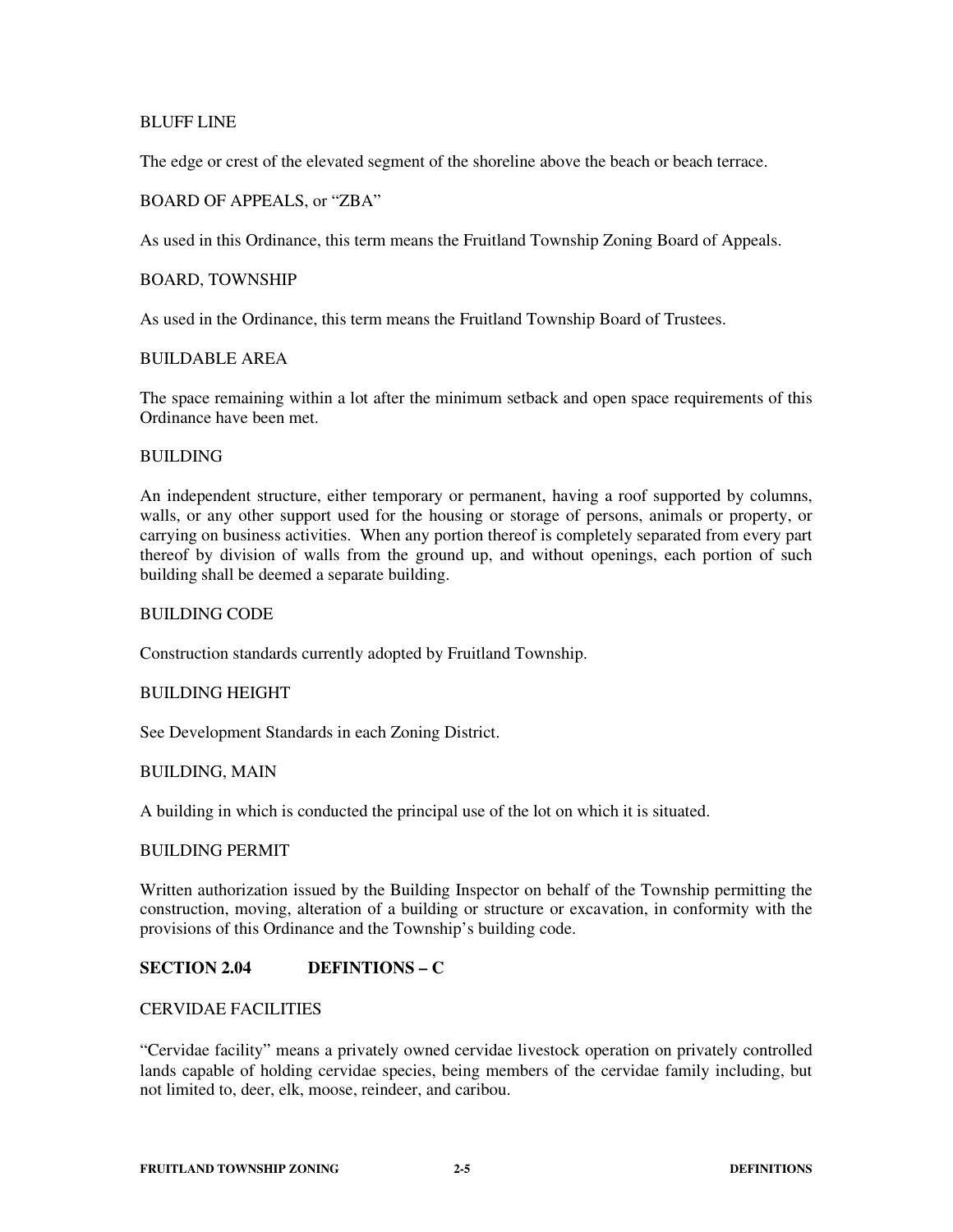BLUFF LINE

The edge or crest of the elevated segment of the shoreline above the beach or beach terrace.

BOARD OF APPEALS, or “ZBA”

As used in this Ordinance, this term means the Fruitland Township Zoning Board of Appeals.

BOARD, TOWNSHIP

As used in the Ordinance, this term means the Fruitland Township Board of Trustees.

BUILDABLE AREA

The space remaining within a lot after the minimum setback and open space requirements of this Ordinance have been met.

BUILDING

An independent structure, either temporary or permanent, having a roof supported by columns, walls, or any other support used for the housing or storage of persons, animals or property, or carrying on business activities. When any portion thereof is completely separated from every part thereof by division of walls from the ground up, and without openings, each portion of such building shall be deemed a separate building.

BUILDING CODE

Construction standards currently adopted by Fruitland Township.

BUILDING HEIGHT

See Development Standards in each Zoning District.

BUILDING, MAIN

A building in which is conducted the principal use of the lot on which it is situated.

BUILDING PERMIT

Written authorization issued by the Building Inspector on behalf of the Township permitting the construction, moving, alteration of a building or structure or excavation, in conformity with the provisions of this Ordinance and the Township’s building code.

## SECTION 2.04 DEFINTIONS – C

CERVIDAE FACILITIES

“Cervidae facility” means a privately owned cervidae livestock operation on privately controlled lands capable of holding cervidae species, being members of the cervidae family including, but not limited to, deer, elk, moose, reindeer, and caribou.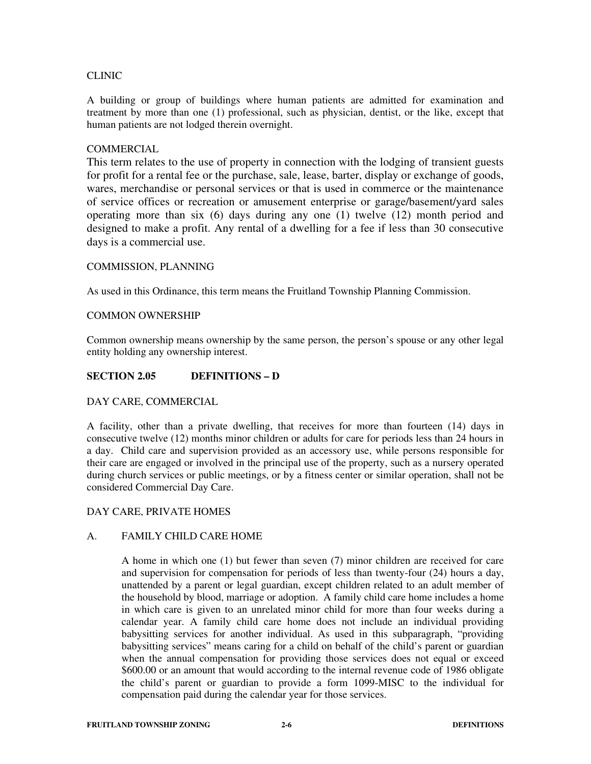CLINIC

A building or group of buildings where human patients are admitted for examination and treatment by more than one (1) professional, such as physician, dentist, or the like, except that human patients are not lodged therein overnight.

COMMERCIAL

This term relates to the use of property in connection with the lodging of transient guests for profit for a rental fee or the purchase, sale, lease, barter, display or exchange of goods, wares, merchandise or personal services or that is used in commerce or the maintenance of service offices or recreation or amusement enterprise or garage/basement/yard sales operating more than six (6) days during any one (1) twelve (12) month period and designed to make a profit. Any rental of a dwelling for a fee if less than 30 consecutive days is a commercial use.

COMMISSION, PLANNING

As used in this Ordinance, this term means the Fruitland Township Planning Commission.

COMMON OWNERSHIP

Common ownership means ownership by the same person, the person's spouse or any other legal entity holding any ownership interest.

## SECTION 2.05 DEFINITIONS – D

DAY CARE, COMMERCIAL

A facility, other than a private dwelling, that receives for more than fourteen (14) days in consecutive twelve (12) months minor children or adults for care for periods less than 24 hours in a day. Child care and supervision provided as an accessory use, while persons responsible for their care are engaged or involved in the principal use of the property, such as a nursery operated during church services or public meetings, or by a fitness center or similar operation, shall not be considered Commercial Day Care.

DAY CARE, PRIVATE HOMES

A. FAMILY CHILD CARE HOME

A home in which one (1) but fewer than seven (7) minor children are received for care and supervision for compensation for periods of less than twenty-four (24) hours a day, unattended by a parent or legal guardian, except children related to an adult member of the household by blood, marriage or adoption. A family child care home includes a home in which care is given to an unrelated minor child for more than four weeks during a calendar year. A family child care home does not include an individual providing babysitting services for another individual. As used in this subparagraph, "providing babysitting services" means caring for a child on behalf of the child's parent or guardian when the annual compensation for providing those services does not equal or exceed $600.00 or an amount that would according to the internal revenue code of 1986 obligate the child's parent or guardian to provide a form 1099-MISC to the individual for compensation paid during the calendar year for those services.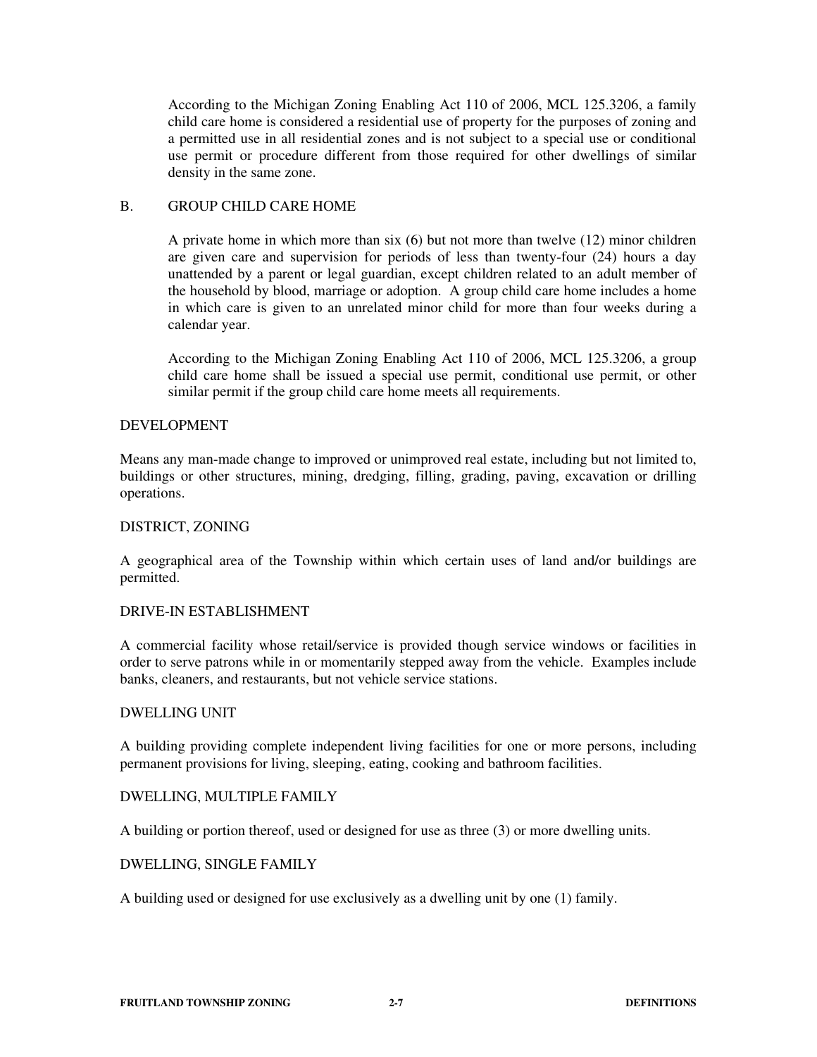According to the Michigan Zoning Enabling Act 110 of 2006, MCL 125.3206, a family child care home is considered a residential use of property for the purposes of zoning and a permitted use in all residential zones and is not subject to a special use or conditional use permit or procedure different from those required for other dwellings of similar density in the same zone.

B. GROUP CHILD CARE HOME

A private home in which more than six (6) but not more than twelve (12) minor children are given care and supervision for periods of less than twenty-four (24) hours a day unattended by a parent or legal guardian, except children related to an adult member of the household by blood, marriage or adoption. A group child care home includes a home in which care is given to an unrelated minor child for more than four weeks during a calendar year.

According to the Michigan Zoning Enabling Act 110 of 2006, MCL 125.3206, a group child care home shall be issued a special use permit, conditional use permit, or other similar permit if the group child care home meets all requirements.

DEVELOPMENT

Means any man-made change to improved or unimproved real estate, including but not limited to, buildings or other structures, mining, dredging, filling, grading, paving, excavation or drilling operations.

DISTRICT, ZONING

A geographical area of the Township within which certain uses of land and/or buildings are permitted.

DRIVE-IN ESTABLISHMENT

A commercial facility whose retail/service is provided though service windows or facilities in order to serve patrons while in or momentarily stepped away from the vehicle. Examples include banks, cleaners, and restaurants, but not vehicle service stations.

DWELLING UNIT

A building providing complete independent living facilities for one or more persons, including permanent provisions for living, sleeping, eating, cooking and bathroom facilities.

DWELLING, MULTIPLE FAMILY

A building or portion thereof, used or designed for use as three (3) or more dwelling units.

DWELLING, SINGLE FAMILY

A building used or designed for use exclusively as a dwelling unit by one (1) family.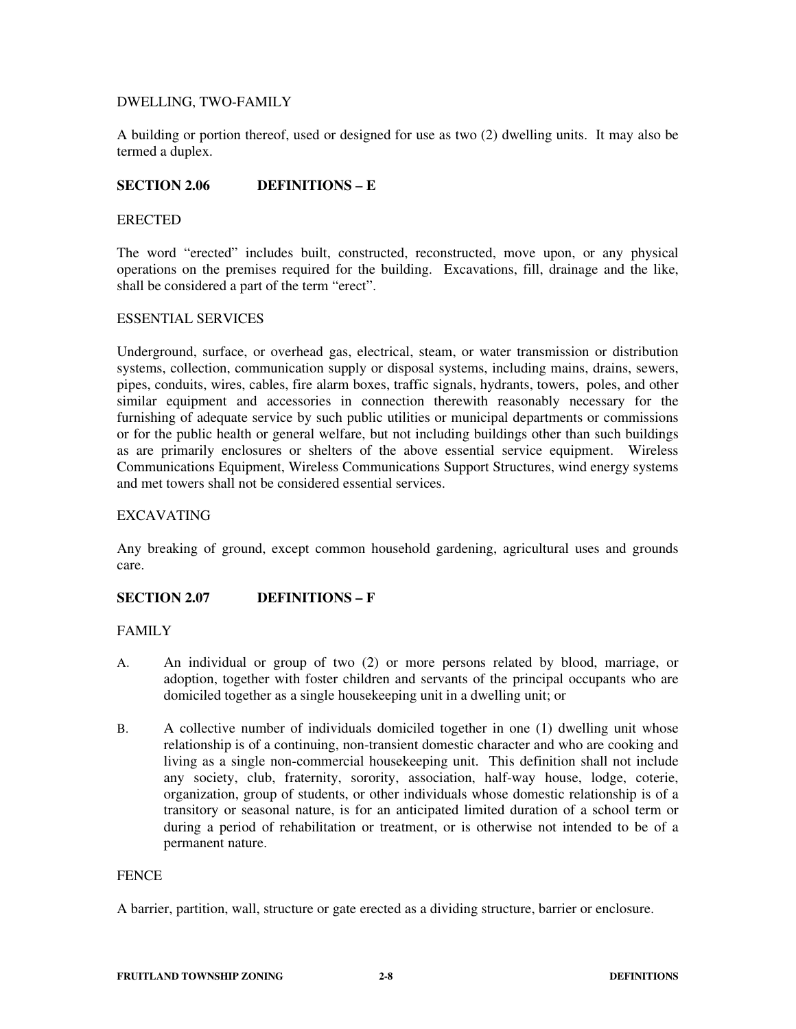DWELLING, TWO-FAMILY

A building or portion thereof, used or designed for use as two (2) dwelling units. It may also be termed a duplex.

## SECTION 2.06 DEFINITIONS – E

ERECTED

The word "erected" includes built, constructed, reconstructed, move upon, or any physical operations on the premises required for the building. Excavations, fill, drainage and the like, shall be considered a part of the term "erect".

ESSENTIAL SERVICES

Underground, surface, or overhead gas, electrical, steam, or water transmission or distribution systems, collection, communication supply or disposal systems, including mains, drains, sewers, pipes, conduits, wires, cables, fire alarm boxes, traffic signals, hydrants, towers, poles, and other similar equipment and accessories in connection therewith reasonably necessary for the furnishing of adequate service by such public utilities or municipal departments or commissions or for the public health or general welfare, but not including buildings other than such buildings as are primarily enclosures or shelters of the above essential service equipment. Wireless Communications Equipment, Wireless Communications Support Structures, wind energy systems and met towers shall not be considered essential services.

EXCAVATING

Any breaking of ground, except common household gardening, agricultural uses and grounds care.

## SECTION 2.07 DEFINITIONS – F

FAMILY

A. An individual or group of two (2) or more persons related by blood, marriage, or adoption, together with foster children and servants of the principal occupants who are domiciled together as a single housekeeping unit in a dwelling unit; or

B. A collective number of individuals domiciled together in one (1) dwelling unit whose relationship is of a continuing, non-transient domestic character and who are cooking and living as a single non-commercial housekeeping unit. This definition shall not include any society, club, fraternity, sorority, association, half-way house, lodge, coterie, organization, group of students, or other individuals whose domestic relationship is of a transitory or seasonal nature, is for an anticipated limited duration of a school term or during a period of rehabilitation or treatment, or is otherwise not intended to be of a permanent nature.

FENCE

A barrier, partition, wall, structure or gate erected as a dividing structure, barrier or enclosure.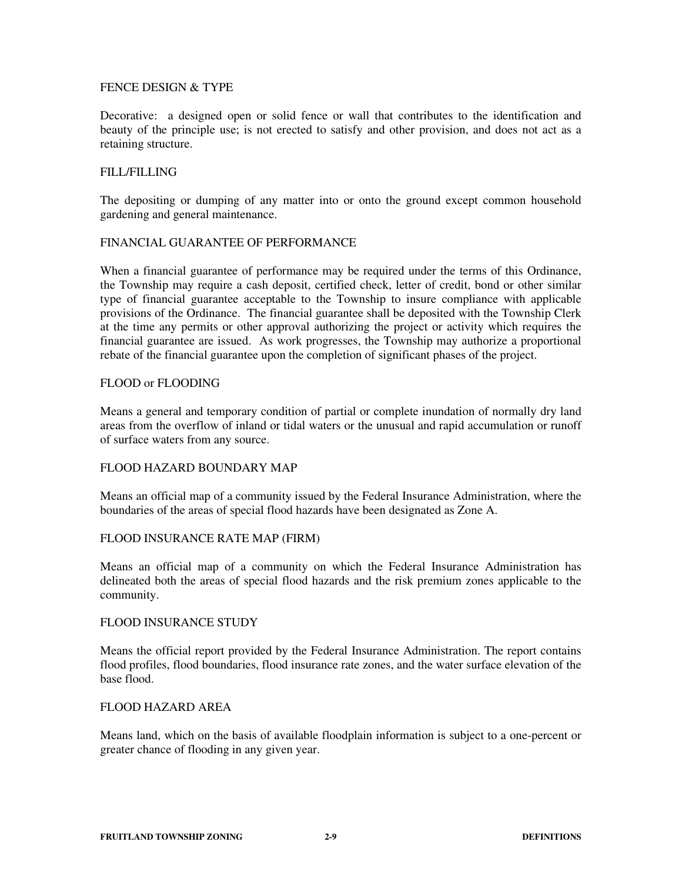FENCE DESIGN & TYPE

Decorative: a designed open or solid fence or wall that contributes to the identification and beauty of the principle use; is not erected to satisfy and other provision, and does not act as a retaining structure.

FILL/FILLING

The depositing or dumping of any matter into or onto the ground except common household gardening and general maintenance.

FINANCIAL GUARANTEE OF PERFORMANCE

When a financial guarantee of performance may be required under the terms of this Ordinance, the Township may require a cash deposit, certified check, letter of credit, bond or other similar type of financial guarantee acceptable to the Township to insure compliance with applicable provisions of the Ordinance. The financial guarantee shall be deposited with the Township Clerk at the time any permits or other approval authorizing the project or activity which requires the financial guarantee are issued. As work progresses, the Township may authorize a proportional rebate of the financial guarantee upon the completion of significant phases of the project.

FLOOD or FLOODING

Means a general and temporary condition of partial or complete inundation of normally dry land areas from the overflow of inland or tidal waters or the unusual and rapid accumulation or runoff of surface waters from any source.

FLOOD HAZARD BOUNDARY MAP

Means an official map of a community issued by the Federal Insurance Administration, where the boundaries of the areas of special flood hazards have been designated as Zone A.

FLOOD INSURANCE RATE MAP (FIRM)

Means an official map of a community on which the Federal Insurance Administration has delineated both the areas of special flood hazards and the risk premium zones applicable to the community.

FLOOD INSURANCE STUDY

Means the official report provided by the Federal Insurance Administration. The report contains flood profiles, flood boundaries, flood insurance rate zones, and the water surface elevation of the base flood.

FLOOD HAZARD AREA

Means land, which on the basis of available floodplain information is subject to a one-percent or greater chance of flooding in any given year.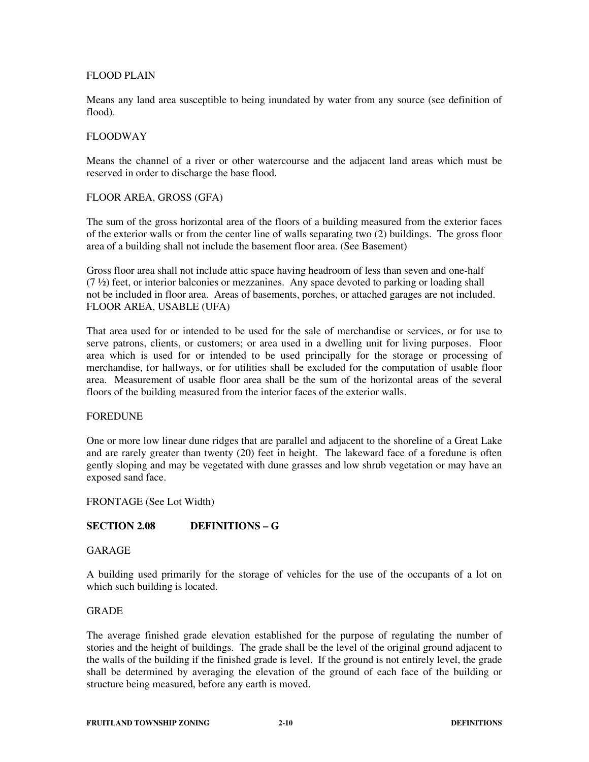FLOOD PLAIN

Means any land area susceptible to being inundated by water from any source (see definition of flood).

FLOODWAY

Means the channel of a river or other watercourse and the adjacent land areas which must be reserved in order to discharge the base flood.

FLOOR AREA, GROSS (GFA)

The sum of the gross horizontal area of the floors of a building measured from the exterior faces of the exterior walls or from the center line of walls separating two (2) buildings. The gross floor area of a building shall not include the basement floor area. (See Basement)

Gross floor area shall not include attic space having headroom of less than seven and one-half (7 ½) feet, or interior balconies or mezzanines. Any space devoted to parking or loading shall not be included in floor area. Areas of basements, porches, or attached garages are not included.

FLOOR AREA, USABLE (UFA)

That area used for or intended to be used for the sale of merchandise or services, or for use to serve patrons, clients, or customers; or area used in a dwelling unit for living purposes. Floor area which is used for or intended to be used principally for the storage or processing of merchandise, for hallways, or for utilities shall be excluded for the computation of usable floor area. Measurement of usable floor area shall be the sum of the horizontal areas of the several floors of the building measured from the interior faces of the exterior walls.

FOREDUNE

One or more low linear dune ridges that are parallel and adjacent to the shoreline of a Great Lake and are rarely greater than twenty (20) feet in height. The lakeward face of a foredune is often gently sloping and may be vegetated with dune grasses and low shrub vegetation or may have an exposed sand face.

FRONTAGE (See Lot Width)

## SECTION 2.08 DEFINITIONS – G

GARAGE

A building used primarily for the storage of vehicles for the use of the occupants of a lot on which such building is located.

GRADE

The average finished grade elevation established for the purpose of regulating the number of stories and the height of buildings. The grade shall be the level of the original ground adjacent to the walls of the building if the finished grade is level. If the ground is not entirely level, the grade shall be determined by averaging the elevation of the ground of each face of the building or structure being measured, before any earth is moved.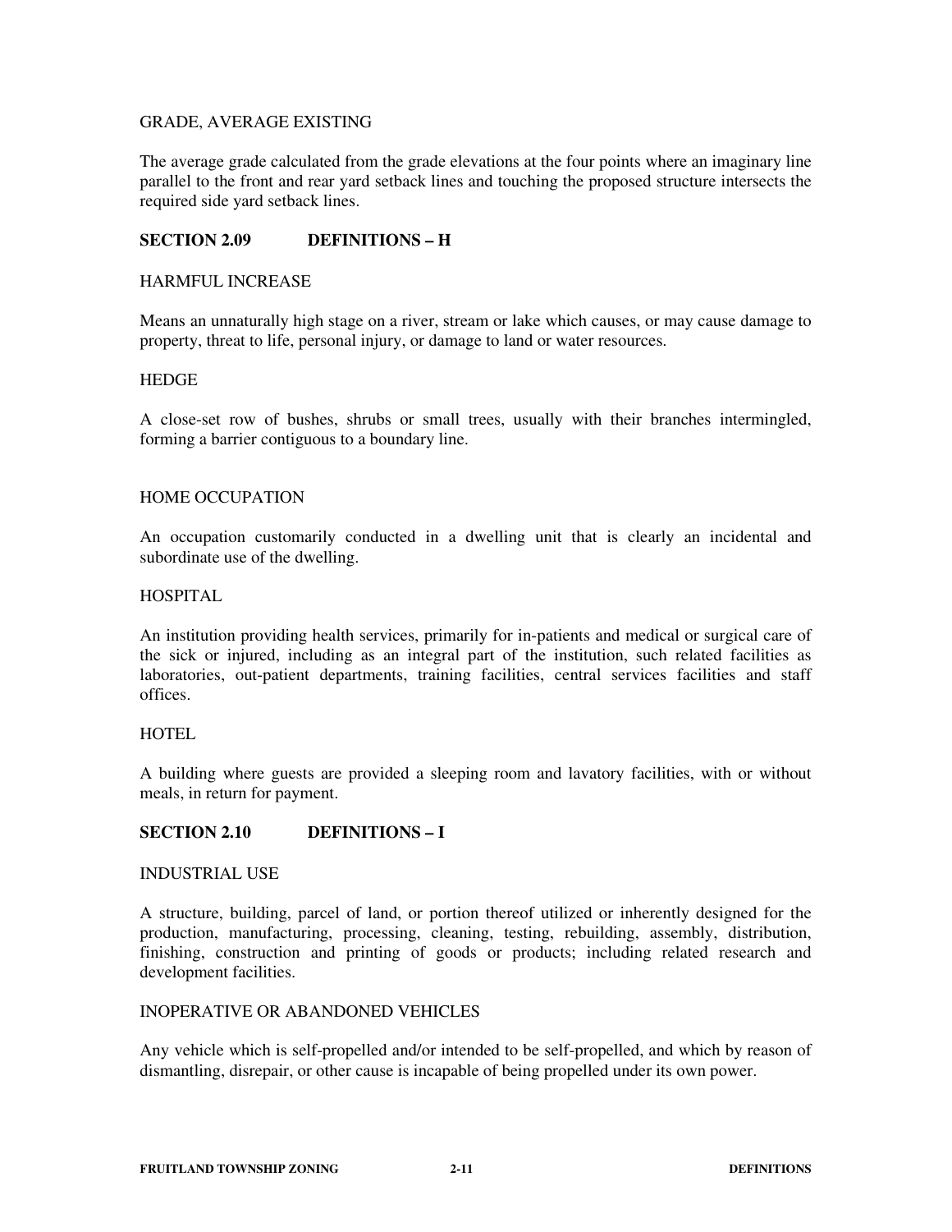GRADE, AVERAGE EXISTING

The average grade calculated from the grade elevations at the four points where an imaginary line parallel to the front and rear yard setback lines and touching the proposed structure intersects the required side yard setback lines.

## SECTION 2.09 DEFINITIONS – H

HARMFUL INCREASE

Means an unnaturally high stage on a river, stream or lake which causes, or may cause damage to property, threat to life, personal injury, or damage to land or water resources.

HEDGE

A close-set row of bushes, shrubs or small trees, usually with their branches intermingled, forming a barrier contiguous to a boundary line.

HOME OCCUPATION

An occupation customarily conducted in a dwelling unit that is clearly an incidental and subordinate use of the dwelling.

HOSPITAL

An institution providing health services, primarily for in-patients and medical or surgical care of the sick or injured, including as an integral part of the institution, such related facilities as laboratories, out-patient departments, training facilities, central services facilities and staff offices.

HOTEL

A building where guests are provided a sleeping room and lavatory facilities, with or without meals, in return for payment.

## SECTION 2.10 DEFINITIONS – I

INDUSTRIAL USE

A structure, building, parcel of land, or portion thereof utilized or inherently designed for the production, manufacturing, processing, cleaning, testing, rebuilding, assembly, distribution, finishing, construction and printing of goods or products; including related research and development facilities.

INOPERATIVE OR ABANDONED VEHICLES

Any vehicle which is self-propelled and/or intended to be self-propelled, and which by reason of dismantling, disrepair, or other cause is incapable of being propelled under its own power.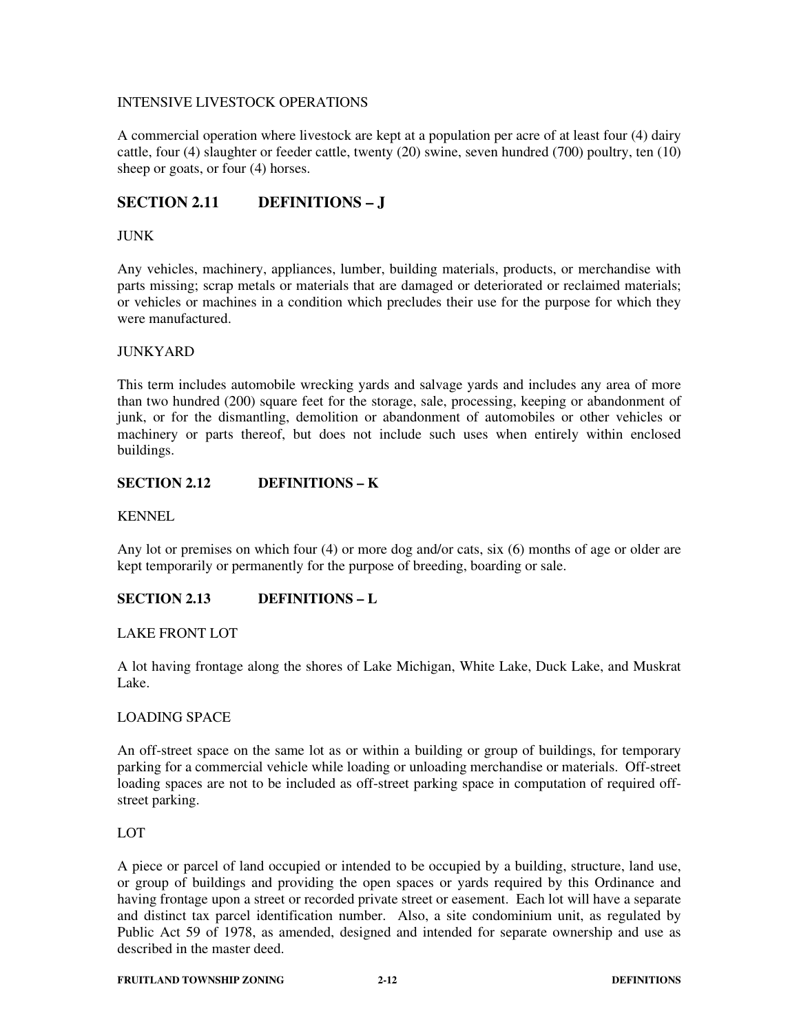INTENSIVE LIVESTOCK OPERATIONS

A commercial operation where livestock are kept at a population per acre of at least four (4) dairy cattle, four (4) slaughter or feeder cattle, twenty (20) swine, seven hundred (700) poultry, ten (10) sheep or goats, or four (4) horses.

## SECTION 2.11 DEFINITIONS – J

JUNK

Any vehicles, machinery, appliances, lumber, building materials, products, or merchandise with parts missing; scrap metals or materials that are damaged or deteriorated or reclaimed materials; or vehicles or machines in a condition which precludes their use for the purpose for which they were manufactured.

JUNKYARD

This term includes automobile wrecking yards and salvage yards and includes any area of more than two hundred (200) square feet for the storage, sale, processing, keeping or abandonment of junk, or for the dismantling, demolition or abandonment of automobiles or other vehicles or machinery or parts thereof, but does not include such uses when entirely within enclosed buildings.

### SECTION 2.12 DEFINITIONS – K

KENNEL

Any lot or premises on which four (4) or more dog and/or cats, six (6) months of age or older are kept temporarily or permanently for the purpose of breeding, boarding or sale.

### SECTION 2.13 DEFINITIONS – L

LAKE FRONT LOT

A lot having frontage along the shores of Lake Michigan, White Lake, Duck Lake, and Muskrat Lake.

LOADING SPACE

An off-street space on the same lot as or within a building or group of buildings, for temporary parking for a commercial vehicle while loading or unloading merchandise or materials. Off-street loading spaces are not to be included as off-street parking space in computation of required off-street parking.

LOT

A piece or parcel of land occupied or intended to be occupied by a building, structure, land use, or group of buildings and providing the open spaces or yards required by this Ordinance and having frontage upon a street or recorded private street or easement. Each lot will have a separate and distinct tax parcel identification number. Also, a site condominium unit, as regulated by Public Act 59 of 1978, as amended, designed and intended for separate ownership and use as described in the master deed.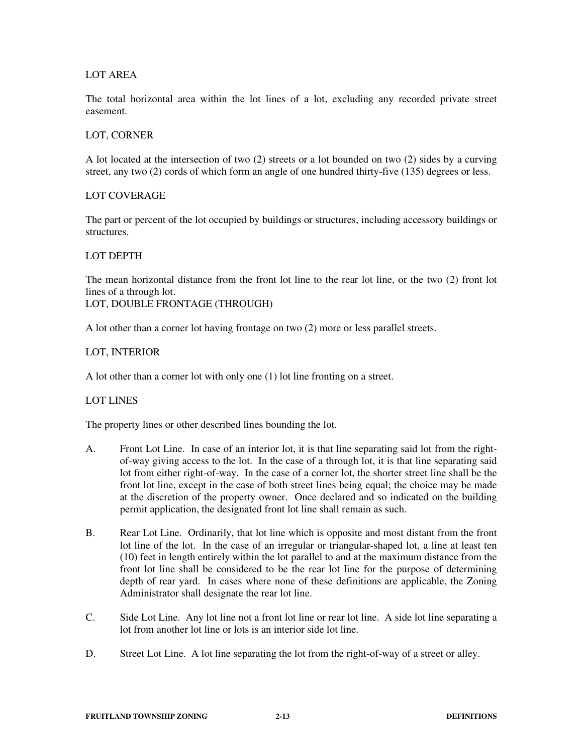LOT AREA

The total horizontal area within the lot lines of a lot, excluding any recorded private street easement.

LOT, CORNER

A lot located at the intersection of two (2) streets or a lot bounded on two (2) sides by a curving street, any two (2) cords of which form an angle of one hundred thirty-five (135) degrees or less.

LOT COVERAGE

The part or percent of the lot occupied by buildings or structures, including accessory buildings or structures.

LOT DEPTH

The mean horizontal distance from the front lot line to the rear lot line, or the two (2) front lot lines of a through lot.

LOT, DOUBLE FRONTAGE (THROUGH)

A lot other than a corner lot having frontage on two (2) more or less parallel streets.

LOT, INTERIOR

A lot other than a corner lot with only one (1) lot line fronting on a street.

LOT LINES

The property lines or other described lines bounding the lot.

A. Front Lot Line. In case of an interior lot, it is that line separating said lot from the right-of-way giving access to the lot. In the case of a through lot, it is that line separating said lot from either right-of-way. In the case of a corner lot, the shorter street line shall be the front lot line, except in the case of both street lines being equal; the choice may be made at the discretion of the property owner. Once declared and so indicated on the building permit application, the designated front lot line shall remain as such.

B. Rear Lot Line. Ordinarily, that lot line which is opposite and most distant from the front lot line of the lot. In the case of an irregular or triangular-shaped lot, a line at least ten (10) feet in length entirely within the lot parallel to and at the maximum distance from the front lot line shall be considered to be the rear lot line for the purpose of determining depth of rear yard. In cases where none of these definitions are applicable, the Zoning Administrator shall designate the rear lot line.

C. Side Lot Line. Any lot line not a front lot line or rear lot line. A side lot line separating a lot from another lot line or lots is an interior side lot line.

D. Street Lot Line. A lot line separating the lot from the right-of-way of a street or alley.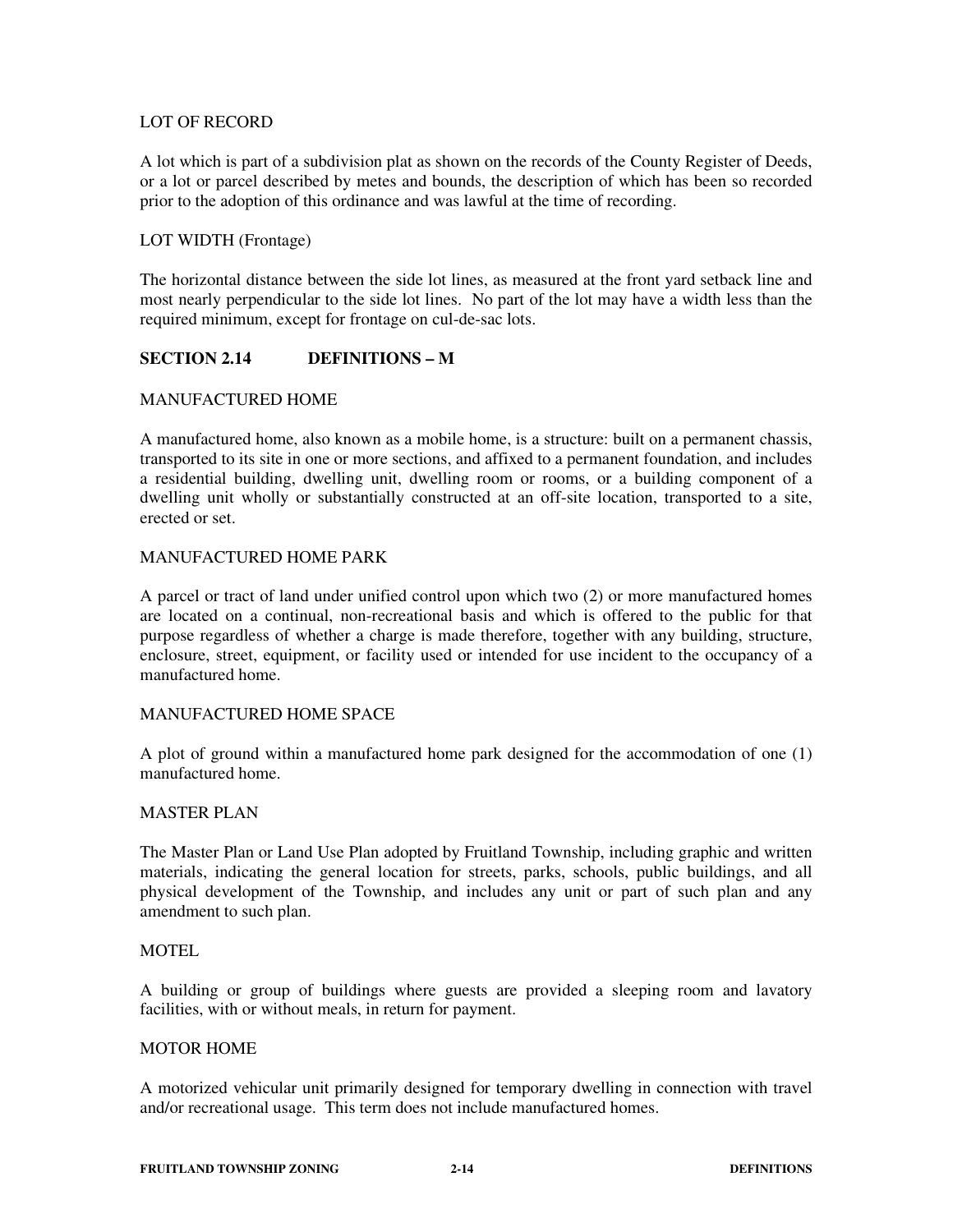LOT OF RECORD

A lot which is part of a subdivision plat as shown on the records of the County Register of Deeds, or a lot or parcel described by metes and bounds, the description of which has been so recorded prior to the adoption of this ordinance and was lawful at the time of recording.

LOT WIDTH (Frontage)

The horizontal distance between the side lot lines, as measured at the front yard setback line and most nearly perpendicular to the side lot lines. No part of the lot may have a width less than the required minimum, except for frontage on cul-de-sac lots.

## SECTION 2.14 DEFINITIONS – M

MANUFACTURED HOME

A manufactured home, also known as a mobile home, is a structure: built on a permanent chassis, transported to its site in one or more sections, and affixed to a permanent foundation, and includes a residential building, dwelling unit, dwelling room or rooms, or a building component of a dwelling unit wholly or substantially constructed at an off-site location, transported to a site, erected or set.

MANUFACTURED HOME PARK

A parcel or tract of land under unified control upon which two (2) or more manufactured homes are located on a continual, non-recreational basis and which is offered to the public for that purpose regardless of whether a charge is made therefore, together with any building, structure, enclosure, street, equipment, or facility used or intended for use incident to the occupancy of a manufactured home.

MANUFACTURED HOME SPACE

A plot of ground within a manufactured home park designed for the accommodation of one (1) manufactured home.

MASTER PLAN

The Master Plan or Land Use Plan adopted by Fruitland Township, including graphic and written materials, indicating the general location for streets, parks, schools, public buildings, and all physical development of the Township, and includes any unit or part of such plan and any amendment to such plan.

MOTEL

A building or group of buildings where guests are provided a sleeping room and lavatory facilities, with or without meals, in return for payment.

MOTOR HOME

A motorized vehicular unit primarily designed for temporary dwelling in connection with travel and/or recreational usage. This term does not include manufactured homes.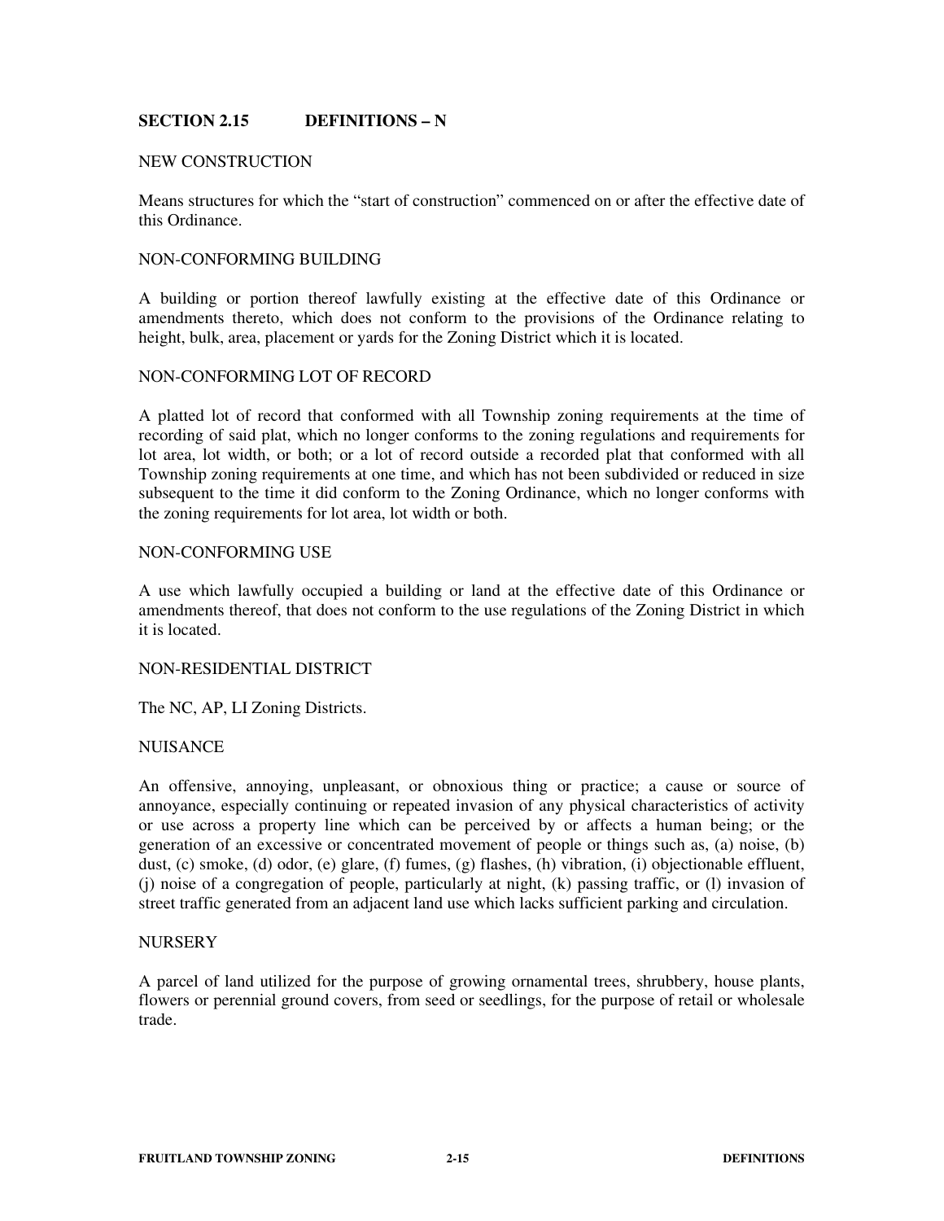## SECTION 2.15 DEFINITIONS – N

NEW CONSTRUCTION

Means structures for which the "start of construction" commenced on or after the effective date of this Ordinance.

NON-CONFORMING BUILDING

A building or portion thereof lawfully existing at the effective date of this Ordinance or amendments thereto, which does not conform to the provisions of the Ordinance relating to height, bulk, area, placement or yards for the Zoning District which it is located.

NON-CONFORMING LOT OF RECORD

A platted lot of record that conformed with all Township zoning requirements at the time of recording of said plat, which no longer conforms to the zoning regulations and requirements for lot area, lot width, or both; or a lot of record outside a recorded plat that conformed with all Township zoning requirements at one time, and which has not been subdivided or reduced in size subsequent to the time it did conform to the Zoning Ordinance, which no longer conforms with the zoning requirements for lot area, lot width or both.

NON-CONFORMING USE

A use which lawfully occupied a building or land at the effective date of this Ordinance or amendments thereof, that does not conform to the use regulations of the Zoning District in which it is located.

NON-RESIDENTIAL DISTRICT

The NC, AP, LI Zoning Districts.

NUISANCE

An offensive, annoying, unpleasant, or obnoxious thing or practice; a cause or source of annoyance, especially continuing or repeated invasion of any physical characteristics of activity or use across a property line which can be perceived by or affects a human being; or the generation of an excessive or concentrated movement of people or things such as, (a) noise, (b) dust, (c) smoke, (d) odor, (e) glare, (f) fumes, (g) flashes, (h) vibration, (i) objectionable effluent, (j) noise of a congregation of people, particularly at night, (k) passing traffic, or (l) invasion of street traffic generated from an adjacent land use which lacks sufficient parking and circulation.

NURSERY

A parcel of land utilized for the purpose of growing ornamental trees, shrubbery, house plants, flowers or perennial ground covers, from seed or seedlings, for the purpose of retail or wholesale trade.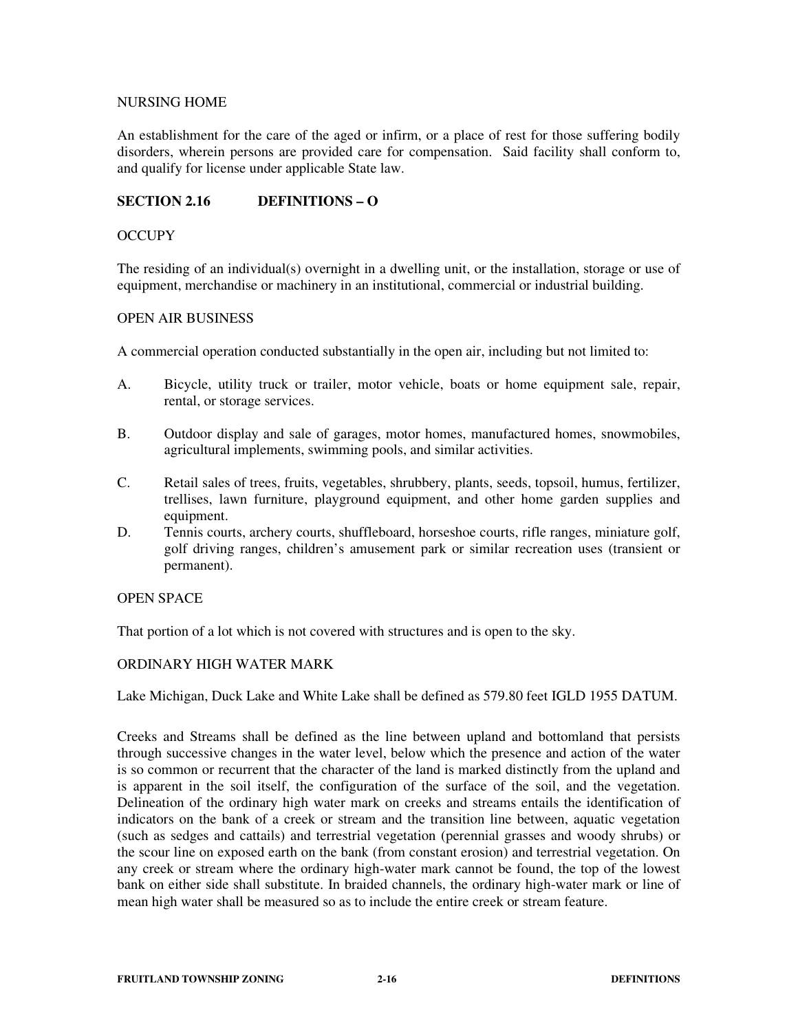NURSING HOME

An establishment for the care of the aged or infirm, or a place of rest for those suffering bodily disorders, wherein persons are provided care for compensation. Said facility shall conform to, and qualify for license under applicable State law.

## SECTION 2.16 DEFINITIONS – O

OCCUPY

The residing of an individual(s) overnight in a dwelling unit, or the installation, storage or use of equipment, merchandise or machinery in an institutional, commercial or industrial building.

OPEN AIR BUSINESS

A commercial operation conducted substantially in the open air, including but not limited to:

A. Bicycle, utility truck or trailer, motor vehicle, boats or home equipment sale, repair, rental, or storage services.

B. Outdoor display and sale of garages, motor homes, manufactured homes, snowmobiles, agricultural implements, swimming pools, and similar activities.

C. Retail sales of trees, fruits, vegetables, shrubbery, plants, seeds, topsoil, humus, fertilizer, trellises, lawn furniture, playground equipment, and other home garden supplies and equipment.

D. Tennis courts, archery courts, shuffleboard, horseshoe courts, rifle ranges, miniature golf, golf driving ranges, children's amusement park or similar recreation uses (transient or permanent).

OPEN SPACE

That portion of a lot which is not covered with structures and is open to the sky.

ORDINARY HIGH WATER MARK

Lake Michigan, Duck Lake and White Lake shall be defined as 579.80 feet IGLD 1955 DATUM.

Creeks and Streams shall be defined as the line between upland and bottomland that persists through successive changes in the water level, below which the presence and action of the water is so common or recurrent that the character of the land is marked distinctly from the upland and is apparent in the soil itself, the configuration of the surface of the soil, and the vegetation. Delineation of the ordinary high water mark on creeks and streams entails the identification of indicators on the bank of a creek or stream and the transition line between, aquatic vegetation (such as sedges and cattails) and terrestrial vegetation (perennial grasses and woody shrubs) or the scour line on exposed earth on the bank (from constant erosion) and terrestrial vegetation. On any creek or stream where the ordinary high-water mark cannot be found, the top of the lowest bank on either side shall substitute. In braided channels, the ordinary high-water mark or line of mean high water shall be measured so as to include the entire creek or stream feature.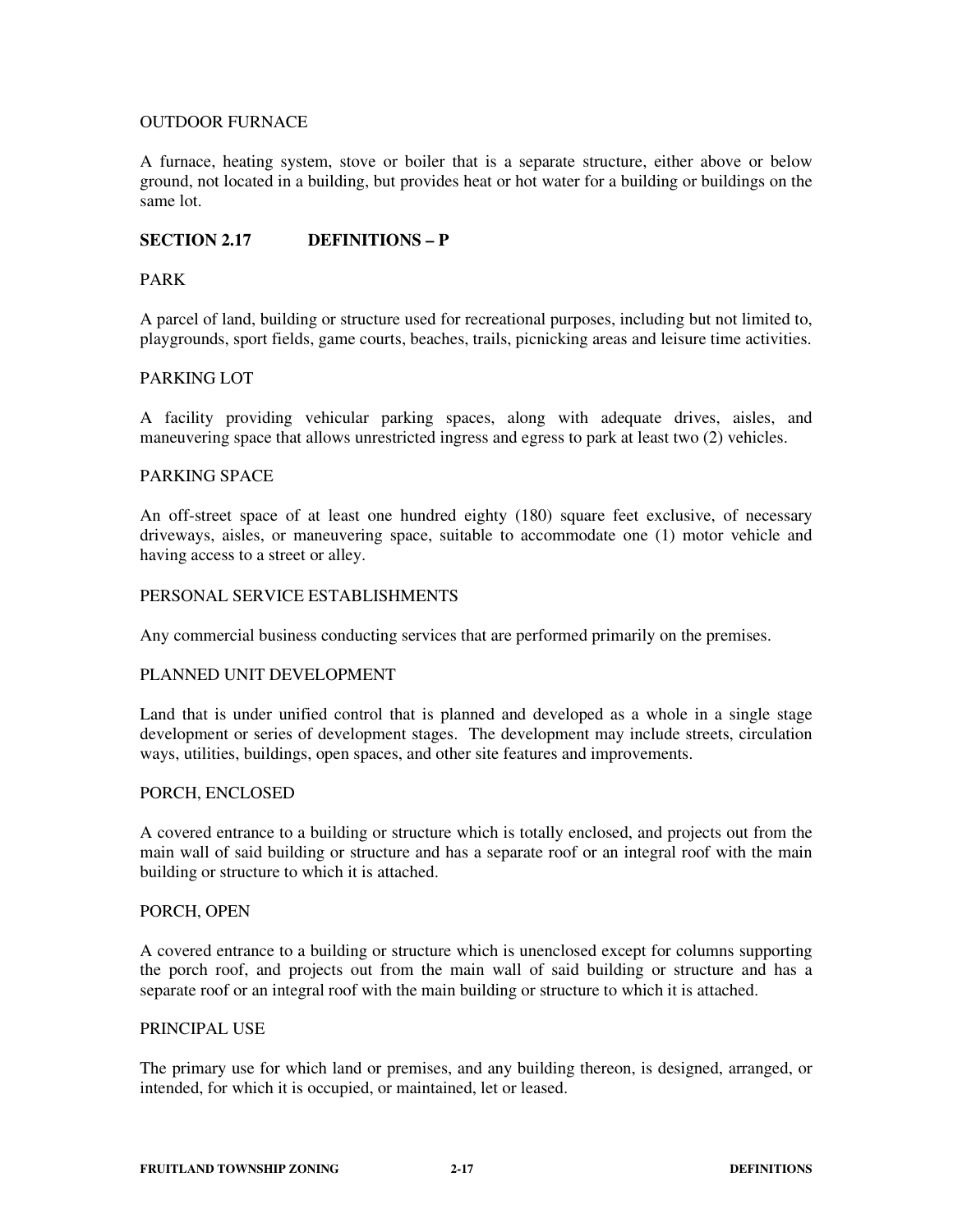OUTDOOR FURNACE

A furnace, heating system, stove or boiler that is a separate structure, either above or below ground, not located in a building, but provides heat or hot water for a building or buildings on the same lot.

## SECTION 2.17 DEFINITIONS – P

PARK

A parcel of land, building or structure used for recreational purposes, including but not limited to, playgrounds, sport fields, game courts, beaches, trails, picnicking areas and leisure time activities.

PARKING LOT

A facility providing vehicular parking spaces, along with adequate drives, aisles, and maneuvering space that allows unrestricted ingress and egress to park at least two (2) vehicles.

PARKING SPACE

An off-street space of at least one hundred eighty (180) square feet exclusive, of necessary driveways, aisles, or maneuvering space, suitable to accommodate one (1) motor vehicle and having access to a street or alley.

PERSONAL SERVICE ESTABLISHMENTS

Any commercial business conducting services that are performed primarily on the premises.

PLANNED UNIT DEVELOPMENT

Land that is under unified control that is planned and developed as a whole in a single stage development or series of development stages. The development may include streets, circulation ways, utilities, buildings, open spaces, and other site features and improvements.

PORCH, ENCLOSED

A covered entrance to a building or structure which is totally enclosed, and projects out from the main wall of said building or structure and has a separate roof or an integral roof with the main building or structure to which it is attached.

PORCH, OPEN

A covered entrance to a building or structure which is unenclosed except for columns supporting the porch roof, and projects out from the main wall of said building or structure and has a separate roof or an integral roof with the main building or structure to which it is attached.

PRINCIPAL USE

The primary use for which land or premises, and any building thereon, is designed, arranged, or intended, for which it is occupied, or maintained, let or leased.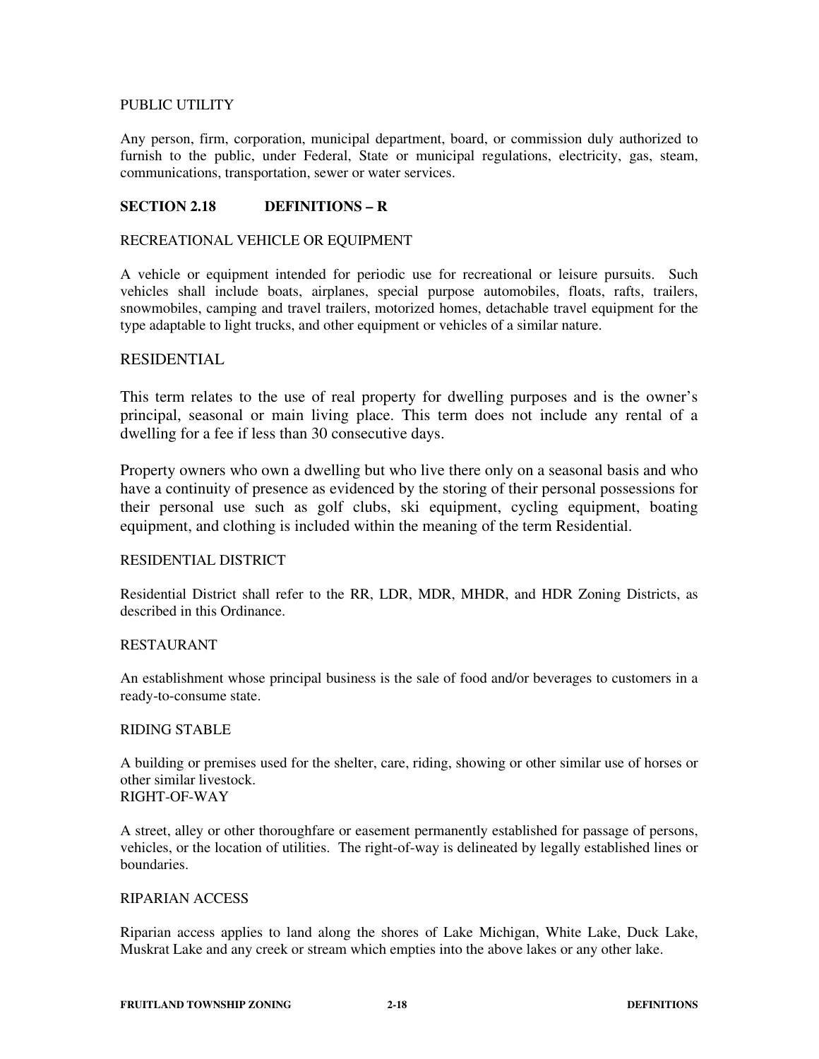PUBLIC UTILITY

Any person, firm, corporation, municipal department, board, or commission duly authorized to furnish to the public, under Federal, State or municipal regulations, electricity, gas, steam, communications, transportation, sewer or water services.

## SECTION 2.18 DEFINITIONS – R

RECREATIONAL VEHICLE OR EQUIPMENT

A vehicle or equipment intended for periodic use for recreational or leisure pursuits. Such vehicles shall include boats, airplanes, special purpose automobiles, floats, rafts, trailers, snowmobiles, camping and travel trailers, motorized homes, detachable travel equipment for the type adaptable to light trucks, and other equipment or vehicles of a similar nature.

RESIDENTIAL

This term relates to the use of real property for dwelling purposes and is the owner's principal, seasonal or main living place. This term does not include any rental of a dwelling for a fee if less than 30 consecutive days.

Property owners who own a dwelling but who live there only on a seasonal basis and who have a continuity of presence as evidenced by the storing of their personal possessions for their personal use such as golf clubs, ski equipment, cycling equipment, boating equipment, and clothing is included within the meaning of the term Residential.

RESIDENTIAL DISTRICT

Residential District shall refer to the RR, LDR, MDR, MHDR, and HDR Zoning Districts, as described in this Ordinance.

RESTAURANT

An establishment whose principal business is the sale of food and/or beverages to customers in a ready-to-consume state.

RIDING STABLE

A building or premises used for the shelter, care, riding, showing or other similar use of horses or other similar livestock.

RIGHT-OF-WAY

A street, alley or other thoroughfare or easement permanently established for passage of persons, vehicles, or the location of utilities. The right-of-way is delineated by legally established lines or boundaries.

RIPARIAN ACCESS

Riparian access applies to land along the shores of Lake Michigan, White Lake, Duck Lake, Muskrat Lake and any creek or stream which empties into the above lakes or any other lake.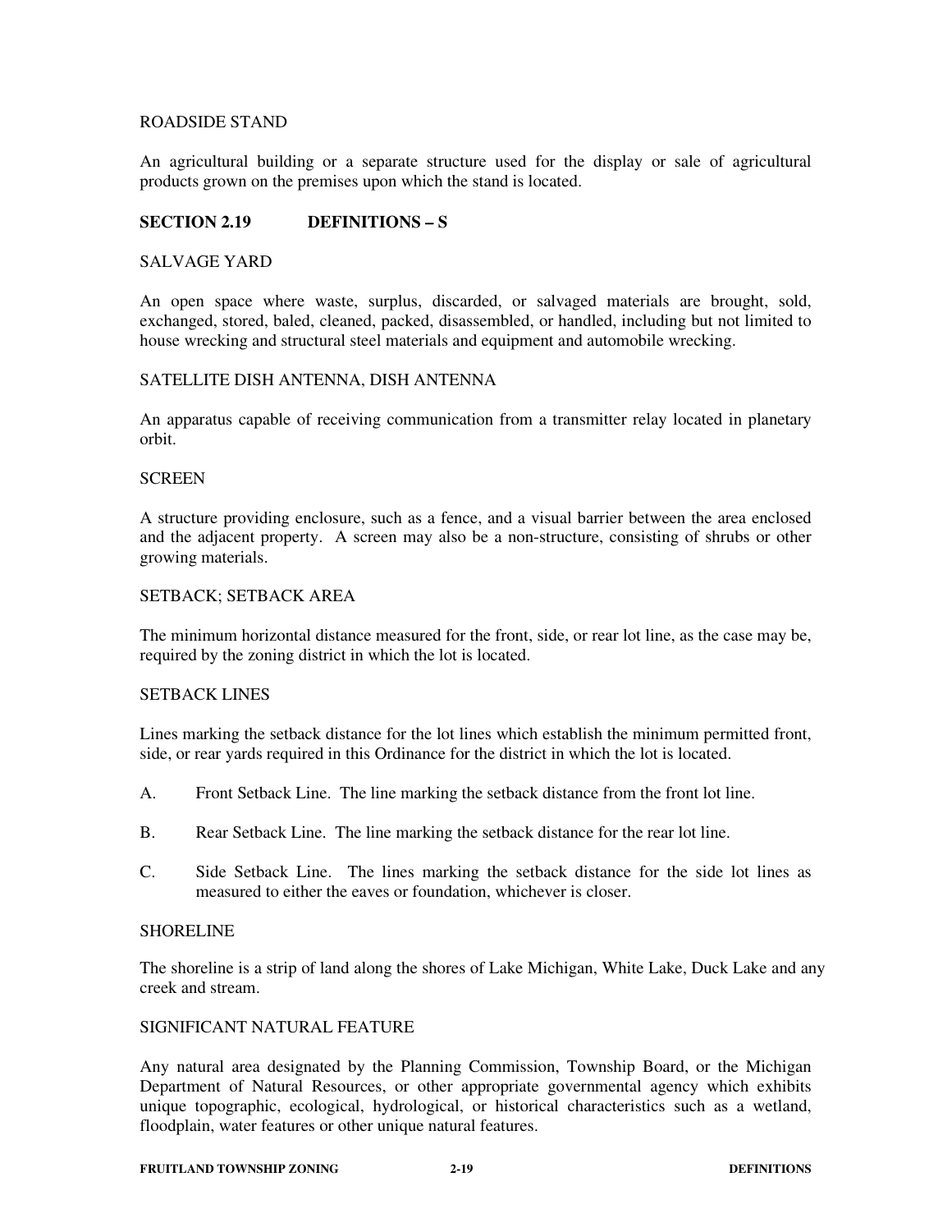ROADSIDE STAND

An agricultural building or a separate structure used for the display or sale of agricultural products grown on the premises upon which the stand is located.

## SECTION 2.19 DEFINITIONS – S

SALVAGE YARD

An open space where waste, surplus, discarded, or salvaged materials are brought, sold, exchanged, stored, baled, cleaned, packed, disassembled, or handled, including but not limited to house wrecking and structural steel materials and equipment and automobile wrecking.

SATELLITE DISH ANTENNA, DISH ANTENNA

An apparatus capable of receiving communication from a transmitter relay located in planetary orbit.

SCREEN

A structure providing enclosure, such as a fence, and a visual barrier between the area enclosed and the adjacent property. A screen may also be a non-structure, consisting of shrubs or other growing materials.

SETBACK; SETBACK AREA

The minimum horizontal distance measured for the front, side, or rear lot line, as the case may be, required by the zoning district in which the lot is located.

SETBACK LINES

Lines marking the setback distance for the lot lines which establish the minimum permitted front, side, or rear yards required in this Ordinance for the district in which the lot is located.

A. Front Setback Line. The line marking the setback distance from the front lot line.

B. Rear Setback Line. The line marking the setback distance for the rear lot line.

C. Side Setback Line. The lines marking the setback distance for the side lot lines as measured to either the eaves or foundation, whichever is closer.

SHORELINE

The shoreline is a strip of land along the shores of Lake Michigan, White Lake, Duck Lake and any creek and stream.

SIGNIFICANT NATURAL FEATURE

Any natural area designated by the Planning Commission, Township Board, or the Michigan Department of Natural Resources, or other appropriate governmental agency which exhibits unique topographic, ecological, hydrological, or historical characteristics such as a wetland, floodplain, water features or other unique natural features.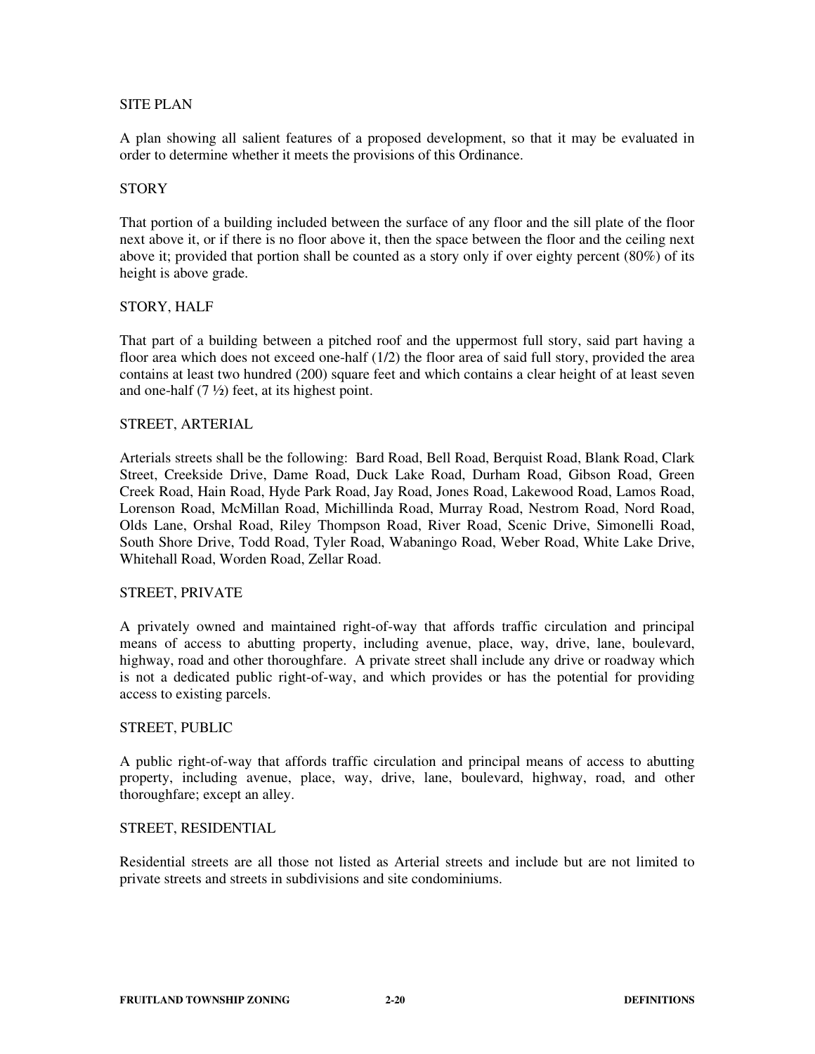### SITE PLAN

A plan showing all salient features of a proposed development, so that it may be evaluated in order to determine whether it meets the provisions of this Ordinance.

### STORY

That portion of a building included between the surface of any floor and the sill plate of the floor next above it, or if there is no floor above it, then the space between the floor and the ceiling next above it; provided that portion shall be counted as a story only if over eighty percent (80%) of its height is above grade.

### STORY, HALF

That part of a building between a pitched roof and the uppermost full story, said part having a floor area which does not exceed one-half (1/2) the floor area of said full story, provided the area contains at least two hundred (200) square feet and which contains a clear height of at least seven and one-half (7 ½) feet, at its highest point.

### STREET, ARTERIAL

Arterials streets shall be the following: Bard Road, Bell Road, Berquist Road, Blank Road, Clark Street, Creekside Drive, Dame Road, Duck Lake Road, Durham Road, Gibson Road, Green Creek Road, Hain Road, Hyde Park Road, Jay Road, Jones Road, Lakewood Road, Lamos Road, Lorenson Road, McMillan Road, Michillinda Road, Murray Road, Nestrom Road, Nord Road, Olds Lane, Orshal Road, Riley Thompson Road, River Road, Scenic Drive, Simonelli Road, South Shore Drive, Todd Road, Tyler Road, Wabaningo Road, Weber Road, White Lake Drive, Whitehall Road, Worden Road, Zellar Road.

### STREET, PRIVATE

A privately owned and maintained right-of-way that affords traffic circulation and principal means of access to abutting property, including avenue, place, way, drive, lane, boulevard, highway, road and other thoroughfare. A private street shall include any drive or roadway which is not a dedicated public right-of-way, and which provides or has the potential for providing access to existing parcels.

### STREET, PUBLIC

A public right-of-way that affords traffic circulation and principal means of access to abutting property, including avenue, place, way, drive, lane, boulevard, highway, road, and other thoroughfare; except an alley.

### STREET, RESIDENTIAL

Residential streets are all those not listed as Arterial streets and include but are not limited to private streets and streets in subdivisions and site condominiums.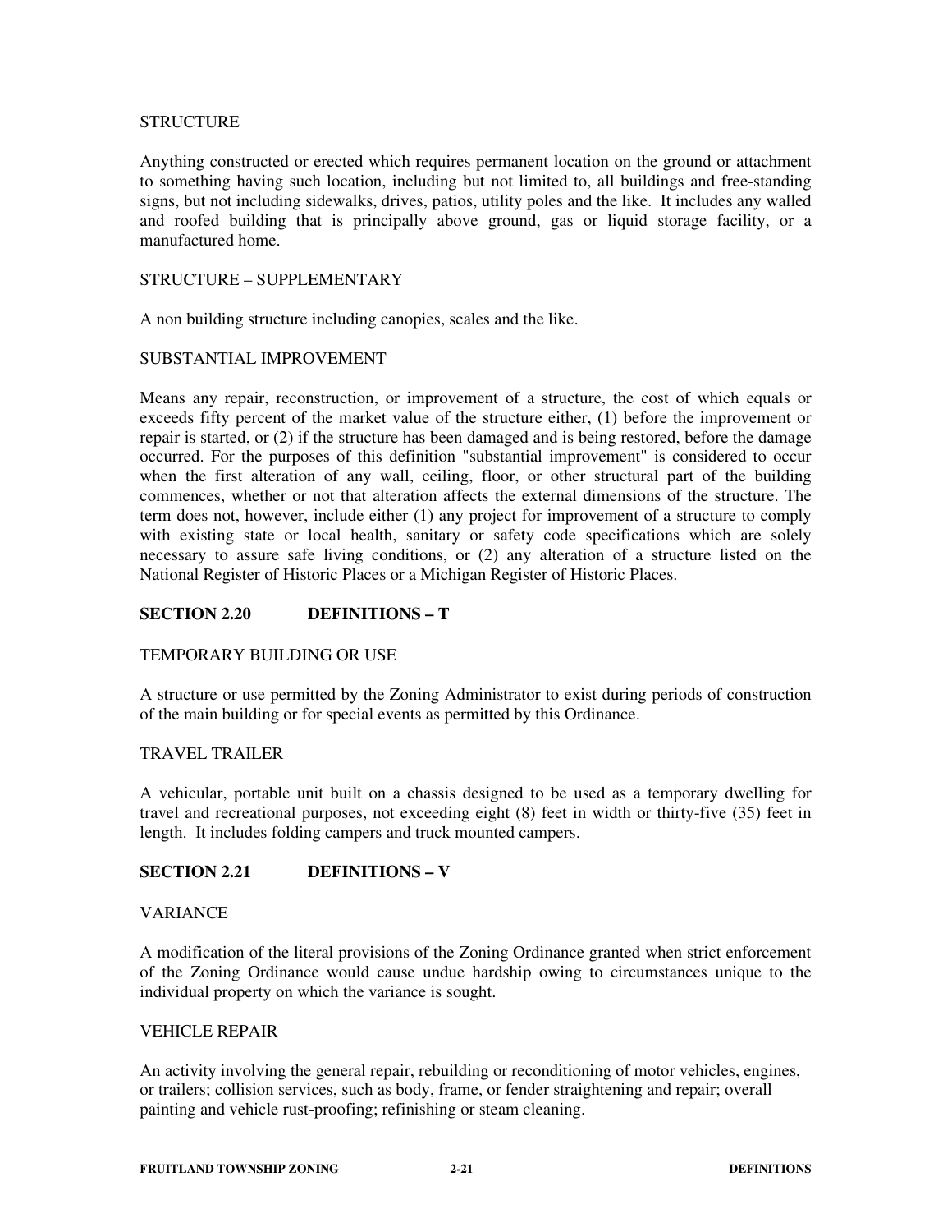STRUCTURE

Anything constructed or erected which requires permanent location on the ground or attachment to something having such location, including but not limited to, all buildings and free-standing signs, but not including sidewalks, drives, patios, utility poles and the like. It includes any walled and roofed building that is principally above ground, gas or liquid storage facility, or a manufactured home.

STRUCTURE – SUPPLEMENTARY

A non building structure including canopies, scales and the like.

SUBSTANTIAL IMPROVEMENT

Means any repair, reconstruction, or improvement of a structure, the cost of which equals or exceeds fifty percent of the market value of the structure either, (1) before the improvement or repair is started, or (2) if the structure has been damaged and is being restored, before the damage occurred. For the purposes of this definition "substantial improvement" is considered to occur when the first alteration of any wall, ceiling, floor, or other structural part of the building commences, whether or not that alteration affects the external dimensions of the structure. The term does not, however, include either (1) any project for improvement of a structure to comply with existing state or local health, sanitary or safety code specifications which are solely necessary to assure safe living conditions, or (2) any alteration of a structure listed on the National Register of Historic Places or a Michigan Register of Historic Places.

## SECTION 2.20 DEFINITIONS – T

TEMPORARY BUILDING OR USE

A structure or use permitted by the Zoning Administrator to exist during periods of construction of the main building or for special events as permitted by this Ordinance.

TRAVEL TRAILER

A vehicular, portable unit built on a chassis designed to be used as a temporary dwelling for travel and recreational purposes, not exceeding eight (8) feet in width or thirty-five (35) feet in length. It includes folding campers and truck mounted campers.

## SECTION 2.21 DEFINITIONS – V

VARIANCE

A modification of the literal provisions of the Zoning Ordinance granted when strict enforcement of the Zoning Ordinance would cause undue hardship owing to circumstances unique to the individual property on which the variance is sought.

VEHICLE REPAIR

An activity involving the general repair, rebuilding or reconditioning of motor vehicles, engines, or trailers; collision services, such as body, frame, or fender straightening and repair; overall painting and vehicle rust-proofing; refinishing or steam cleaning.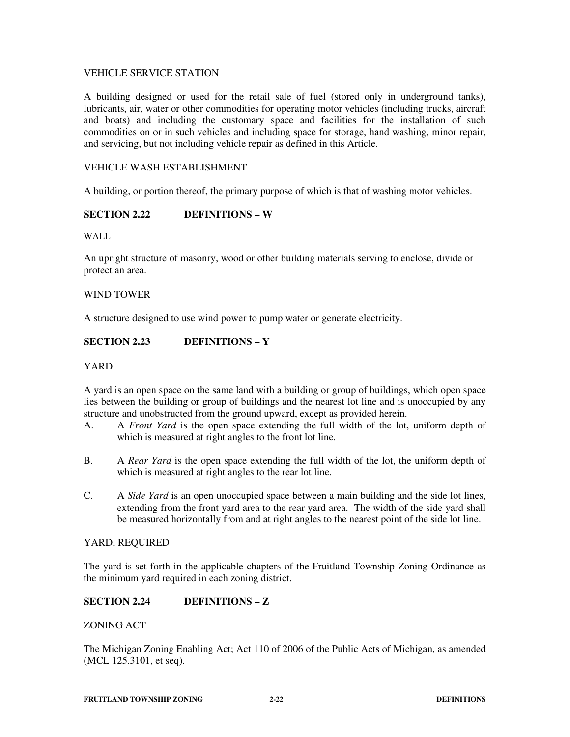VEHICLE SERVICE STATION

A building designed or used for the retail sale of fuel (stored only in underground tanks), lubricants, air, water or other commodities for operating motor vehicles (including trucks, aircraft and boats) and including the customary space and facilities for the installation of such commodities on or in such vehicles and including space for storage, hand washing, minor repair, and servicing, but not including vehicle repair as defined in this Article.

VEHICLE WASH ESTABLISHMENT

A building, or portion thereof, the primary purpose of which is that of washing motor vehicles.

## SECTION 2.22 DEFINITIONS – W

WALL

An upright structure of masonry, wood or other building materials serving to enclose, divide or protect an area.

WIND TOWER

A structure designed to use wind power to pump water or generate electricity.

## SECTION 2.23 DEFINITIONS – Y

YARD

A yard is an open space on the same land with a building or group of buildings, which open space lies between the building or group of buildings and the nearest lot line and is unoccupied by any structure and unobstructed from the ground upward, except as provided herein.

A. A *Front Yard* is the open space extending the full width of the lot, uniform depth of which is measured at right angles to the front lot line.

B. A *Rear Yard* is the open space extending the full width of the lot, the uniform depth of which is measured at right angles to the rear lot line.

C. A *Side Yard* is an open unoccupied space between a main building and the side lot lines, extending from the front yard area to the rear yard area. The width of the side yard shall be measured horizontally from and at right angles to the nearest point of the side lot line.

YARD, REQUIRED

The yard is set forth in the applicable chapters of the Fruitland Township Zoning Ordinance as the minimum yard required in each zoning district.

## SECTION 2.24 DEFINITIONS – Z

ZONING ACT

The Michigan Zoning Enabling Act; Act 110 of 2006 of the Public Acts of Michigan, as amended (MCL 125.3101, et seq).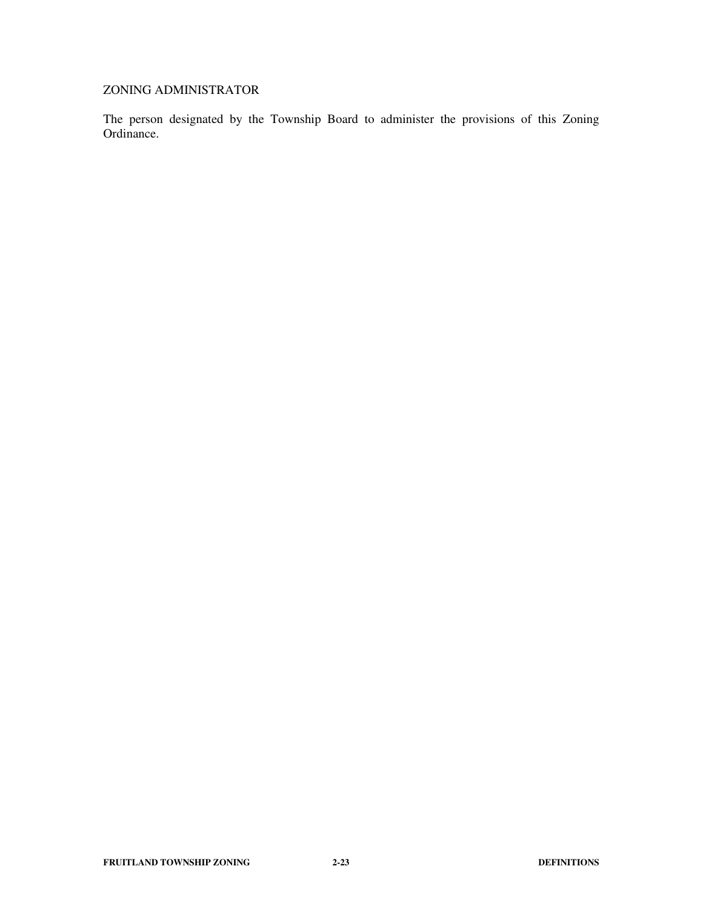ZONING ADMINISTRATOR

The person designated by the Township Board to administer the provisions of this Zoning Ordinance.